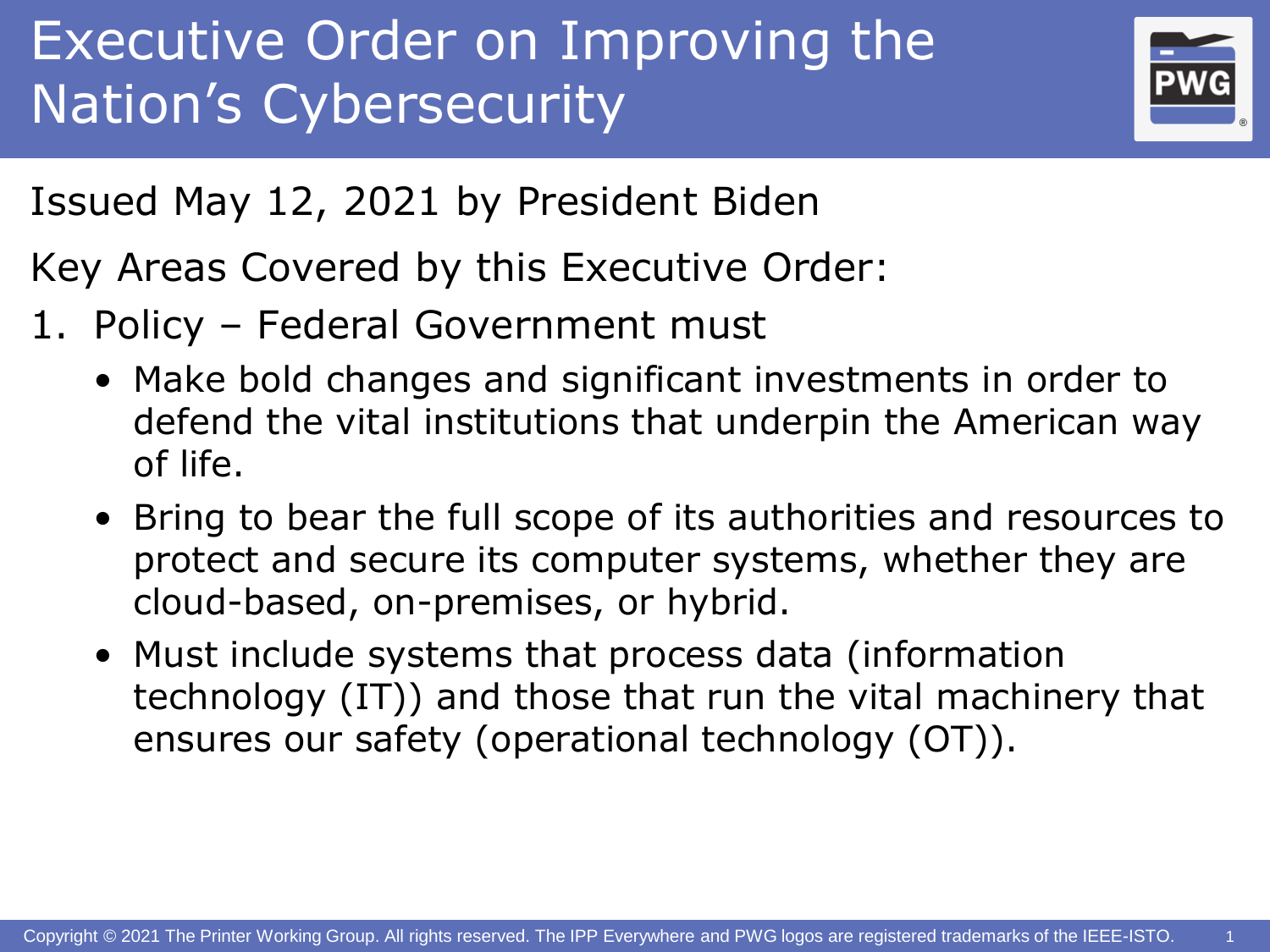# Executive Order on Improving the Nation's Cybersecurity

Issued May 12, 2021 by President Biden

Key Areas Covered by this Executive Order:

1. Policy – Federal Government must
   - Make bold changes and significant investments in order to defend the vital institutions that underpin the American way of life.
   - Bring to bear the full scope of its authorities and resources to protect and secure its computer systems, whether they are cloud-based, on-premises, or hybrid.
   - Must include systems that process data (information technology (IT)) and those that run the vital machinery that ensures our safety (operational technology (OT)).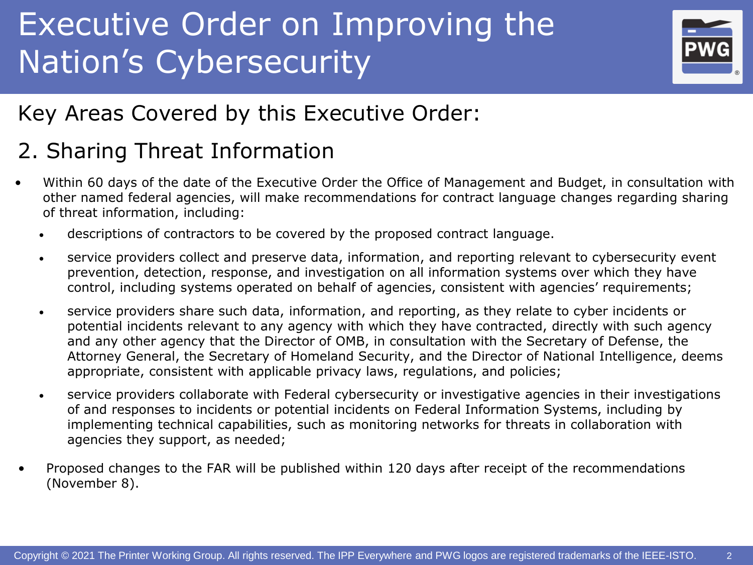# Executive Order on Improving the Nation's Cybersecurity

## Key Areas Covered by this Executive Order:

## 2. Sharing Threat Information

- Within 60 days of the date of the Executive Order the Office of Management and Budget, in consultation with other named federal agencies, will make recommendations for contract language changes regarding sharing of threat information, including:
  - descriptions of contractors to be covered by the proposed contract language.
  - service providers collect and preserve data, information, and reporting relevant to cybersecurity event prevention, detection, response, and investigation on all information systems over which they have control, including systems operated on behalf of agencies, consistent with agencies' requirements;
  - service providers share such data, information, and reporting, as they relate to cyber incidents or potential incidents relevant to any agency with which they have contracted, directly with such agency and any other agency that the Director of OMB, in consultation with the Secretary of Defense, the Attorney General, the Secretary of Homeland Security, and the Director of National Intelligence, deems appropriate, consistent with applicable privacy laws, regulations, and policies;
  - service providers collaborate with Federal cybersecurity or investigative agencies in their investigations of and responses to incidents or potential incidents on Federal Information Systems, including by implementing technical capabilities, such as monitoring networks for threats in collaboration with agencies they support, as needed;
- Proposed changes to the FAR will be published within 120 days after receipt of the recommendations (November 8).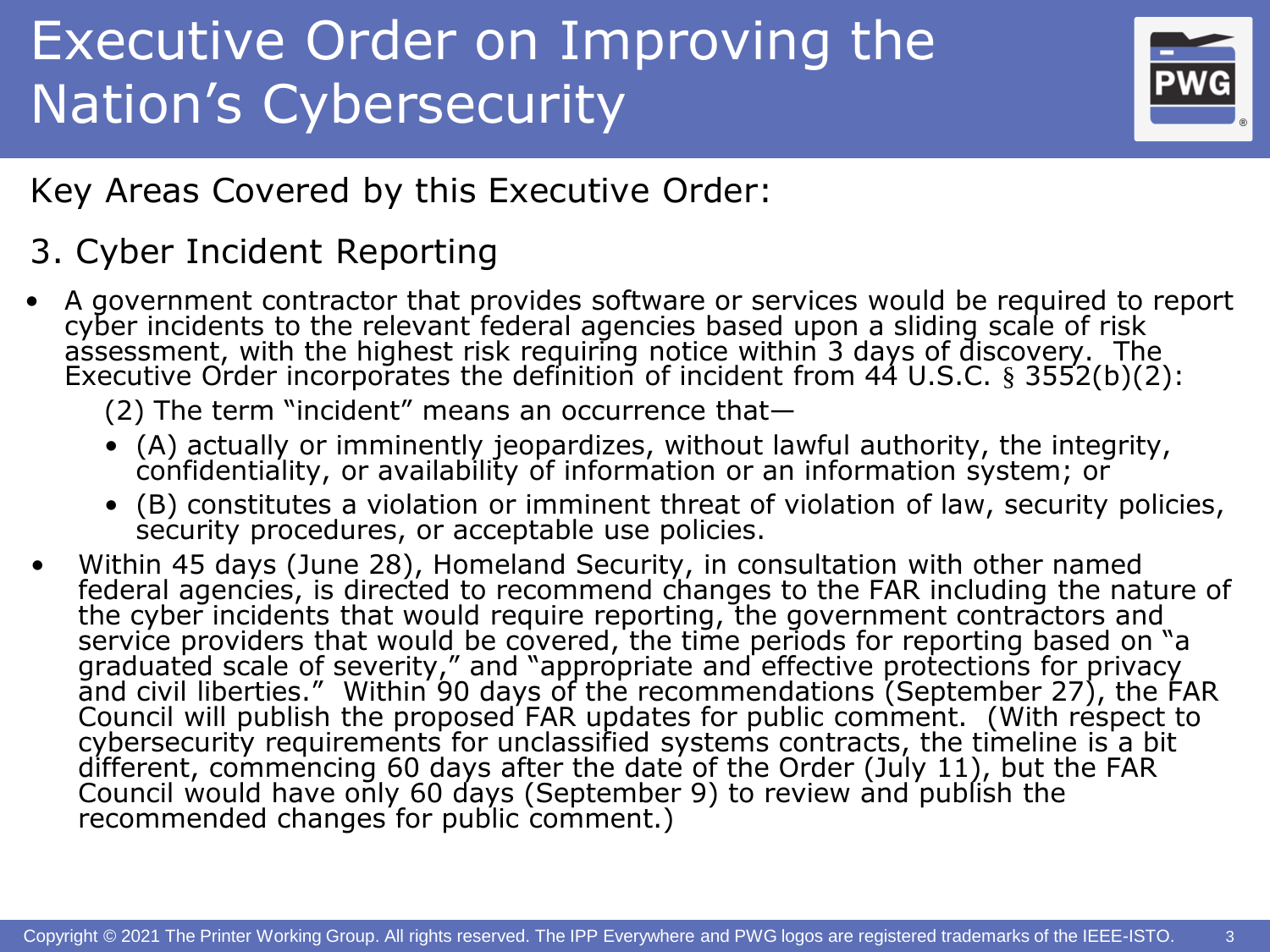# Executive Order on Improving the Nation's Cybersecurity

Key Areas Covered by this Executive Order:

## 3. Cyber Incident Reporting

- A government contractor that provides software or services would be required to report cyber incidents to the relevant federal agencies based upon a sliding scale of risk assessment, with the highest risk requiring notice within 3 days of discovery. The Executive Order incorporates the definition of incident from 44 U.S.C. § 3552(b)(2):

  (2) The term "incident" means an occurrence that—

  - (A) actually or imminently jeopardizes, without lawful authority, the integrity, confidentiality, or availability of information or an information system; or
  - (B) constitutes a violation or imminent threat of violation of law, security policies, security procedures, or acceptable use policies.

- Within 45 days (June 28), Homeland Security, in consultation with other named federal agencies, is directed to recommend changes to the FAR including the nature of the cyber incidents that would require reporting, the government contractors and service providers that would be covered, the time periods for reporting based on "a graduated scale of severity," and "appropriate and effective protections for privacy and civil liberties." Within 90 days of the recommendations (September 27), the FAR Council will publish the proposed FAR updates for public comment. (With respect to cybersecurity requirements for unclassified systems contracts, the timeline is a bit different, commencing 60 days after the date of the Order (July 11), but the FAR Council would have only 60 days (September 9) to review and publish the recommended changes for public comment.)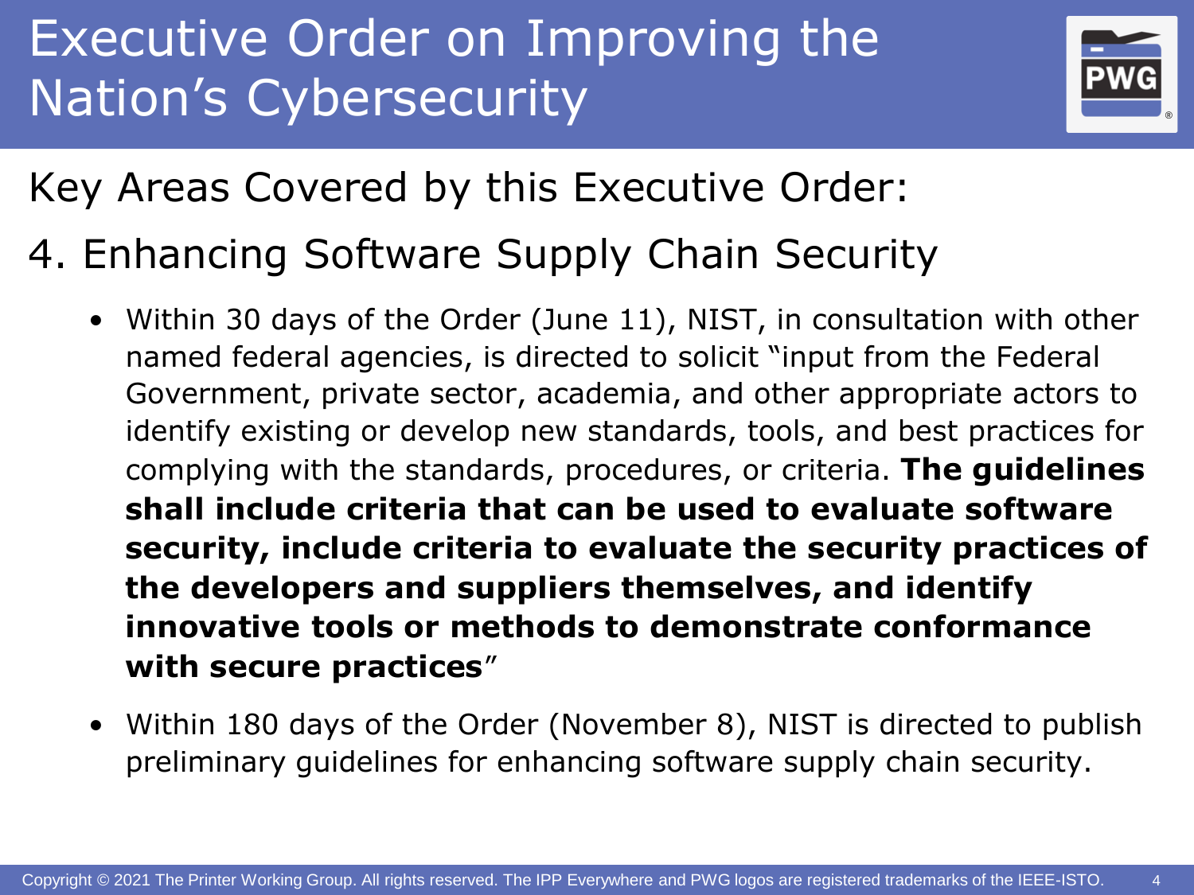# Executive Order on Improving the Nation's Cybersecurity

## Key Areas Covered by this Executive Order:

## 4. Enhancing Software Supply Chain Security

- Within 30 days of the Order (June 11), NIST, in consultation with other named federal agencies, is directed to solicit "input from the Federal Government, private sector, academia, and other appropriate actors to identify existing or develop new standards, tools, and best practices for complying with the standards, procedures, or criteria. **The guidelines shall include criteria that can be used to evaluate software security, include criteria to evaluate the security practices of the developers and suppliers themselves, and identify innovative tools or methods to demonstrate conformance with secure practices**"
- Within 180 days of the Order (November 8), NIST is directed to publish preliminary guidelines for enhancing software supply chain security.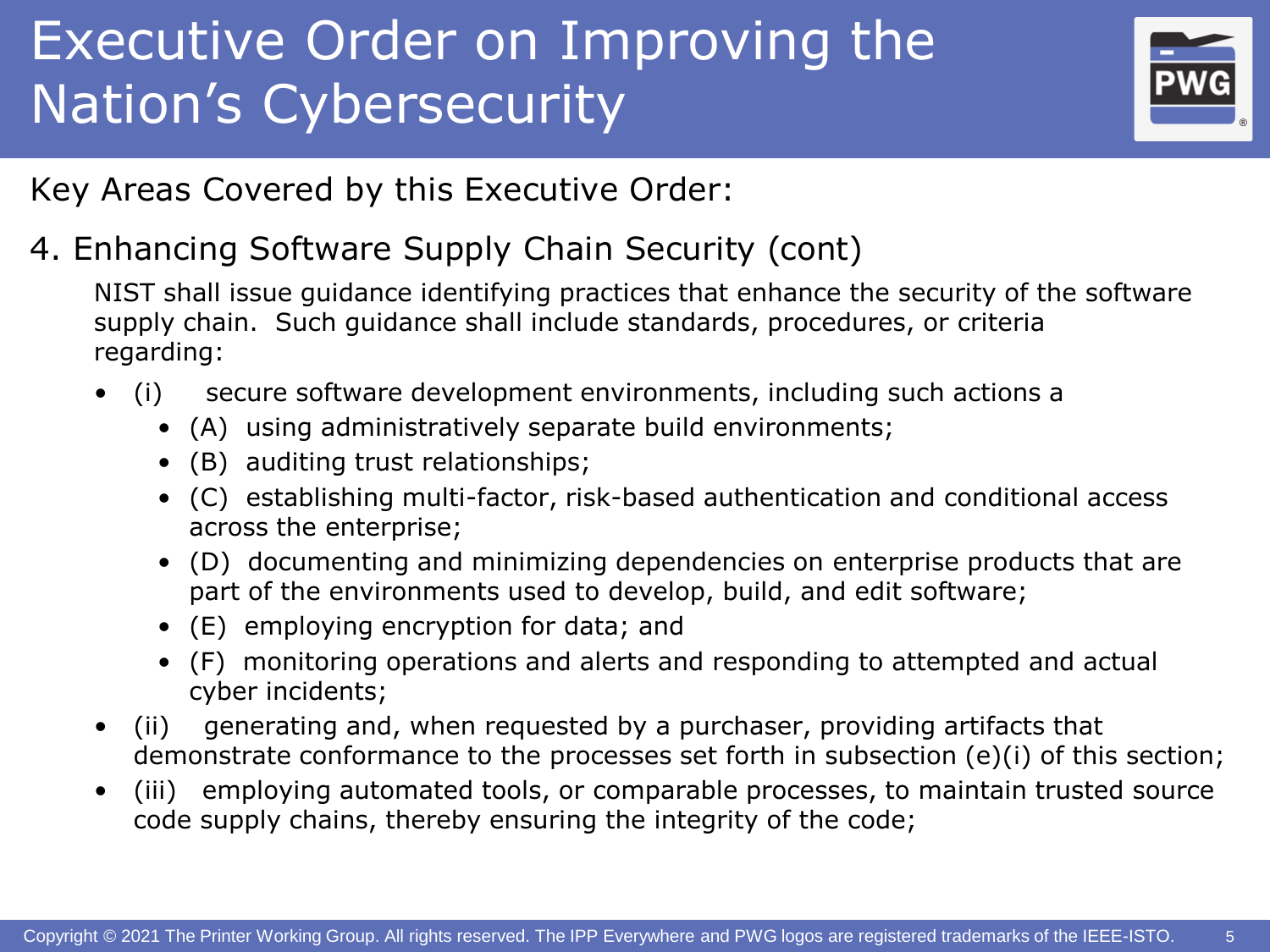# Executive Order on Improving the Nation's Cybersecurity

Key Areas Covered by this Executive Order:

## 4. Enhancing Software Supply Chain Security (cont)

NIST shall issue guidance identifying practices that enhance the security of the software supply chain. Such guidance shall include standards, procedures, or criteria regarding:

- (i) secure software development environments, including such actions a
  - (A) using administratively separate build environments;
  - (B) auditing trust relationships;
  - (C) establishing multi-factor, risk-based authentication and conditional access across the enterprise;
  - (D) documenting and minimizing dependencies on enterprise products that are part of the environments used to develop, build, and edit software;
  - (E) employing encryption for data; and
  - (F) monitoring operations and alerts and responding to attempted and actual cyber incidents;
- (ii) generating and, when requested by a purchaser, providing artifacts that demonstrate conformance to the processes set forth in subsection (e)(i) of this section;
- (iii) employing automated tools, or comparable processes, to maintain trusted source code supply chains, thereby ensuring the integrity of the code;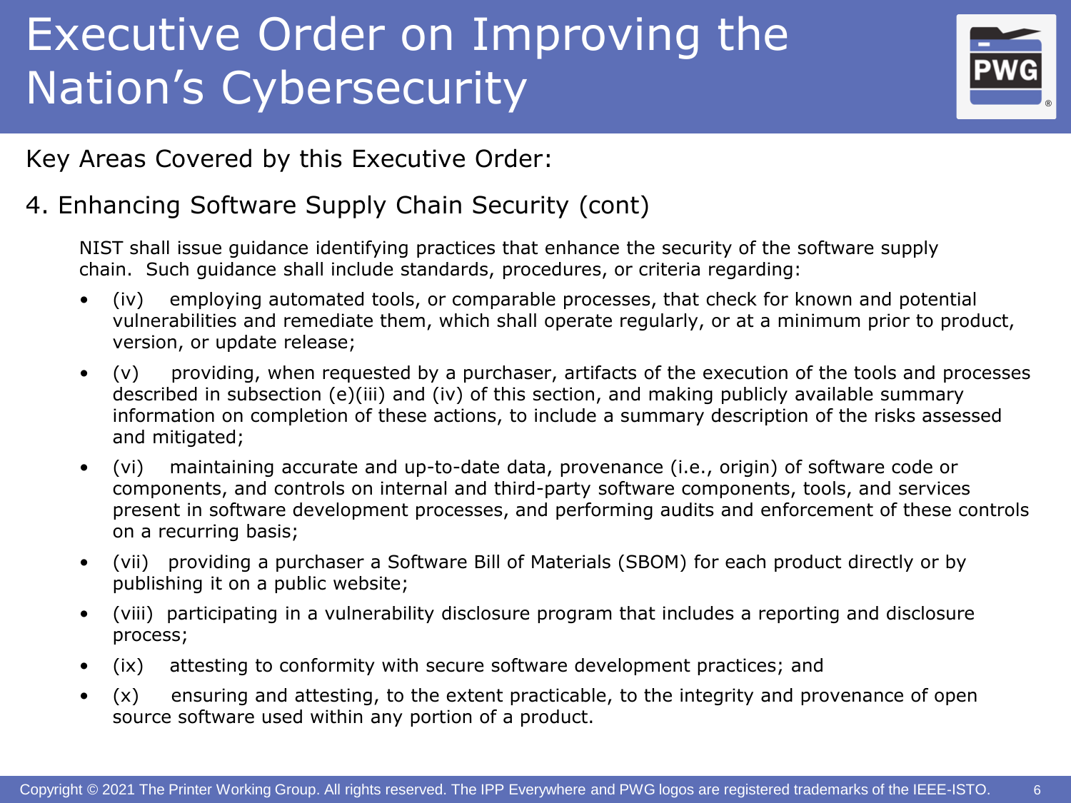# Executive Order on Improving the Nation's Cybersecurity

Key Areas Covered by this Executive Order:

## 4. Enhancing Software Supply Chain Security (cont)

NIST shall issue guidance identifying practices that enhance the security of the software supply chain. Such guidance shall include standards, procedures, or criteria regarding:

- (iv) employing automated tools, or comparable processes, that check for known and potential vulnerabilities and remediate them, which shall operate regularly, or at a minimum prior to product, version, or update release;
- (v) providing, when requested by a purchaser, artifacts of the execution of the tools and processes described in subsection (e)(iii) and (iv) of this section, and making publicly available summary information on completion of these actions, to include a summary description of the risks assessed and mitigated;
- (vi) maintaining accurate and up-to-date data, provenance (i.e., origin) of software code or components, and controls on internal and third-party software components, tools, and services present in software development processes, and performing audits and enforcement of these controls on a recurring basis;
- (vii) providing a purchaser a Software Bill of Materials (SBOM) for each product directly or by publishing it on a public website;
- (viii) participating in a vulnerability disclosure program that includes a reporting and disclosure process;
- (ix) attesting to conformity with secure software development practices; and
- (x) ensuring and attesting, to the extent practicable, to the integrity and provenance of open source software used within any portion of a product.

Copyright © 2021 The Printer Working Group. All rights reserved. The IPP Everywhere and PWG logos are registered trademarks of the IEEE-ISTO.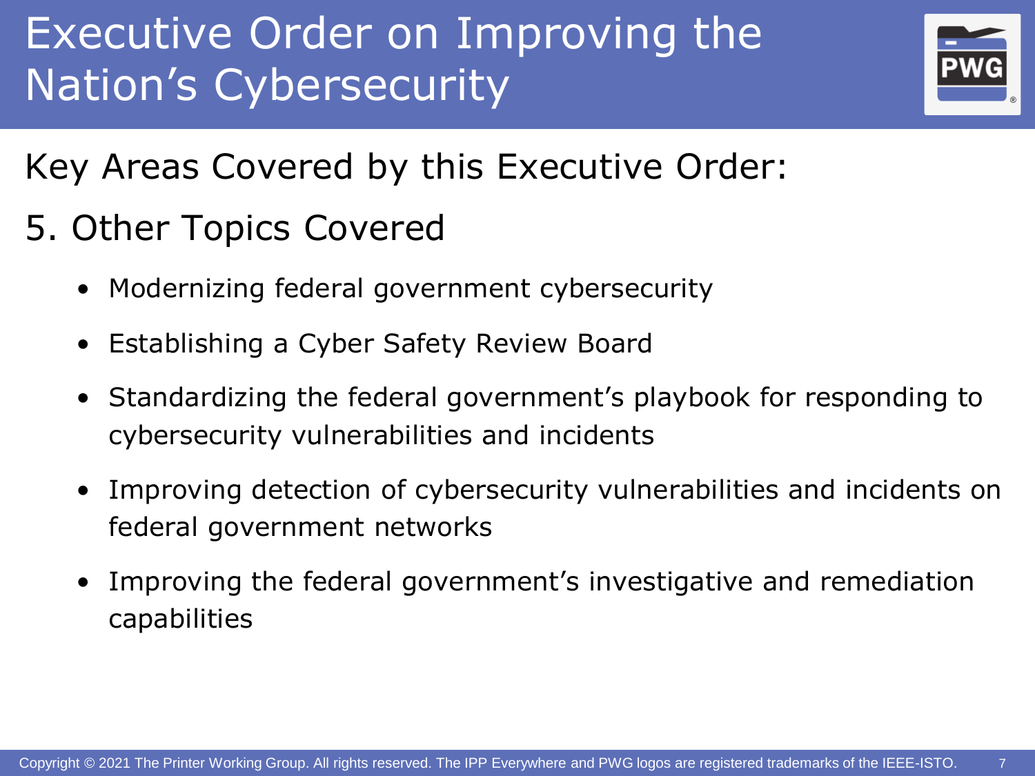# Executive Order on Improving the Nation's Cybersecurity

## Key Areas Covered by this Executive Order:

### 5. Other Topics Covered

- Modernizing federal government cybersecurity
- Establishing a Cyber Safety Review Board
- Standardizing the federal government's playbook for responding to cybersecurity vulnerabilities and incidents
- Improving detection of cybersecurity vulnerabilities and incidents on federal government networks
- Improving the federal government's investigative and remediation capabilities